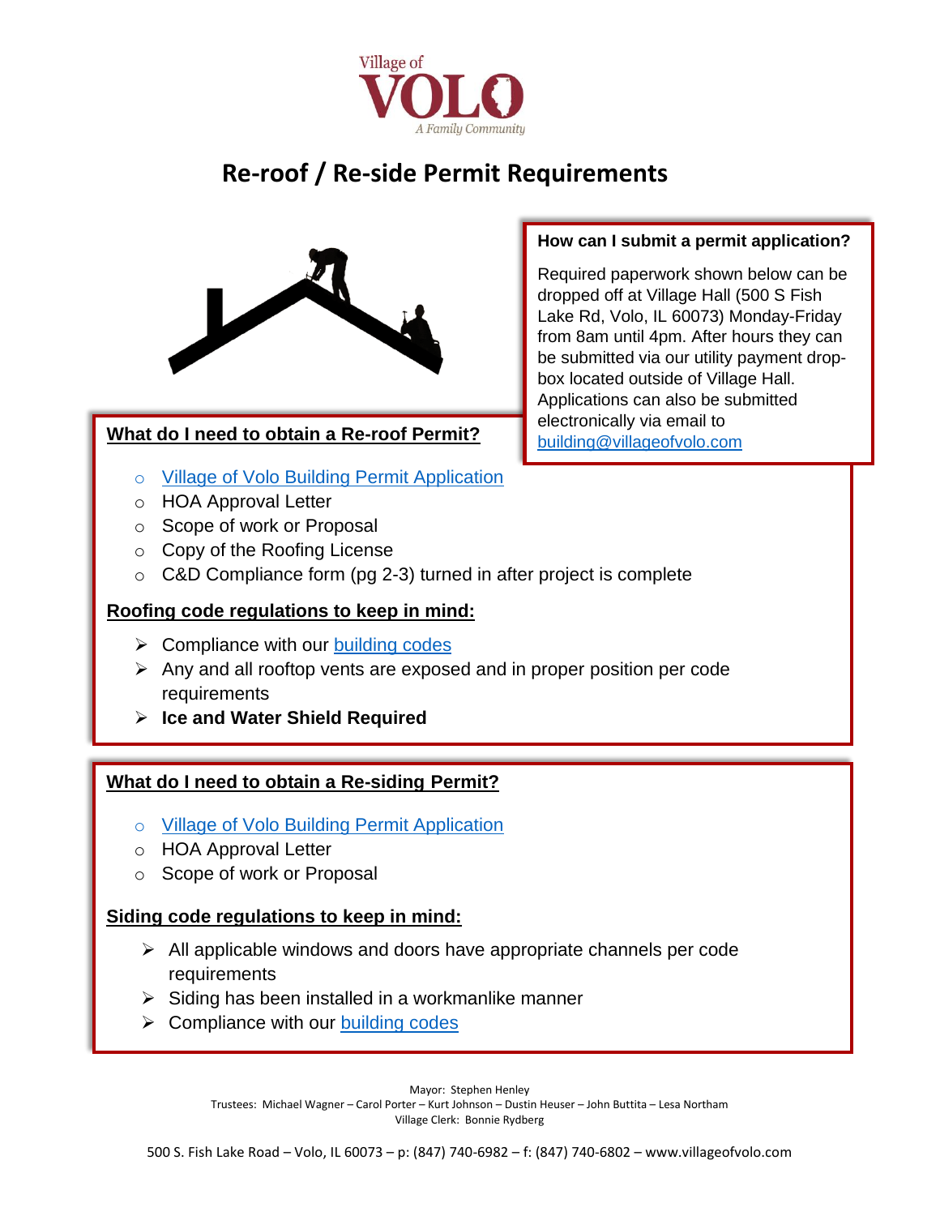Village of VOLO
A Family Community

# Re-roof / Re-side Permit Requirements

### How can I submit a permit application?

Required paperwork shown below can be dropped off at Village Hall (500 S Fish Lake Rd, Volo, IL 60073) Monday-Friday from 8am until 4pm. After hours they can be submitted via our utility payment drop-box located outside of Village Hall. Applications can also be submitted electronically via email to building@villageofvolo.com

### What do I need to obtain a Re-roof Permit?

- Village of Volo Building Permit Application
- HOA Approval Letter
- Scope of work or Proposal
- Copy of the Roofing License
- C&D Compliance form (pg 2-3) turned in after project is complete

### Roofing code regulations to keep in mind:

- Compliance with our building codes
- Any and all rooftop vents are exposed and in proper position per code requirements
- **Ice and Water Shield Required**

### What do I need to obtain a Re-siding Permit?

- Village of Volo Building Permit Application
- HOA Approval Letter
- Scope of work or Proposal

### Siding code regulations to keep in mind:

- All applicable windows and doors have appropriate channels per code requirements
- Siding has been installed in a workmanlike manner
- Compliance with our building codes

Mayor: Stephen Henley
Trustees: Michael Wagner – Carol Porter – Kurt Johnson – Dustin Heuser – John Buttita – Lesa Northam
Village Clerk: Bonnie Rydberg

500 S. Fish Lake Road – Volo, IL 60073 – p: (847) 740-6982 – f: (847) 740-6802 – www.villageofvolo.com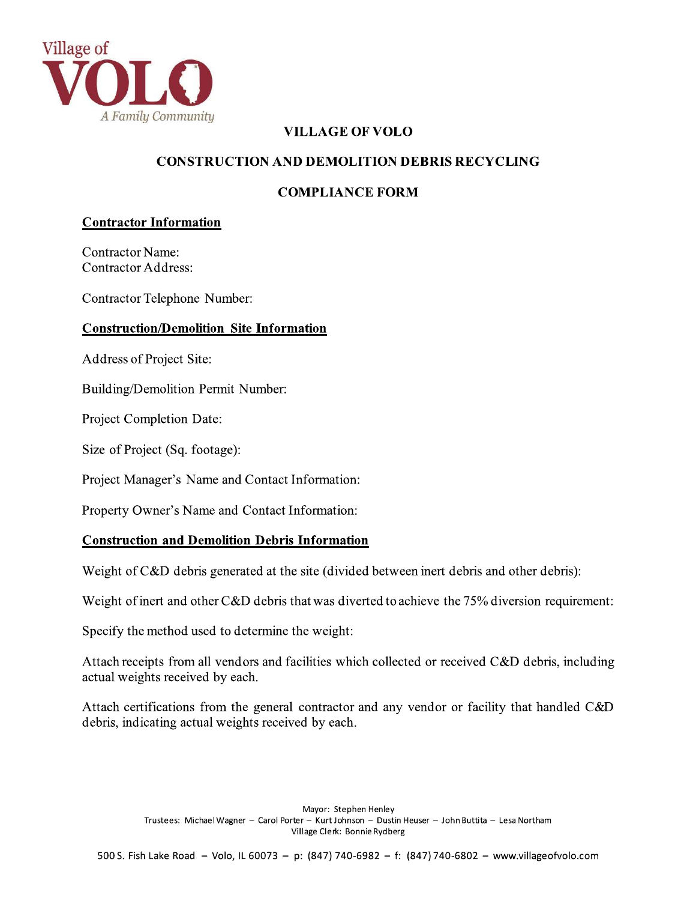Village of

VOLO

A Family Community

# VILLAGE OF VOLO

## CONSTRUCTION AND DEMOLITION DEBRIS RECYCLING

## COMPLIANCE FORM

**Contractor Information**

Contractor Name:
Contractor Address:

Contractor Telephone Number:

**Construction/Demolition Site Information**

Address of Project Site:

Building/Demolition Permit Number:

Project Completion Date:

Size of Project (Sq. footage):

Project Manager's Name and Contact Information:

Property Owner's Name and Contact Information:

**Construction and Demolition Debris Information**

Weight of C&D debris generated at the site (divided between inert debris and other debris):

Weight of inert and other C&D debris that was diverted to achieve the 75% diversion requirement:

Specify the method used to determine the weight:

Attach receipts from all vendors and facilities which collected or received C&D debris, including actual weights received by each.

Attach certifications from the general contractor and any vendor or facility that handled C&D debris, indicating actual weights received by each.

Mayor: Stephen Henley
Trustees: Michael Wagner – Carol Porter – Kurt Johnson – Dustin Heuser – John Buttita – Lesa Northam
Village Clerk: Bonnie Rydberg

500 S. Fish Lake Road – Volo, IL 60073 – p: (847) 740-6982 – f: (847) 740-6802 – www.villageofvolo.com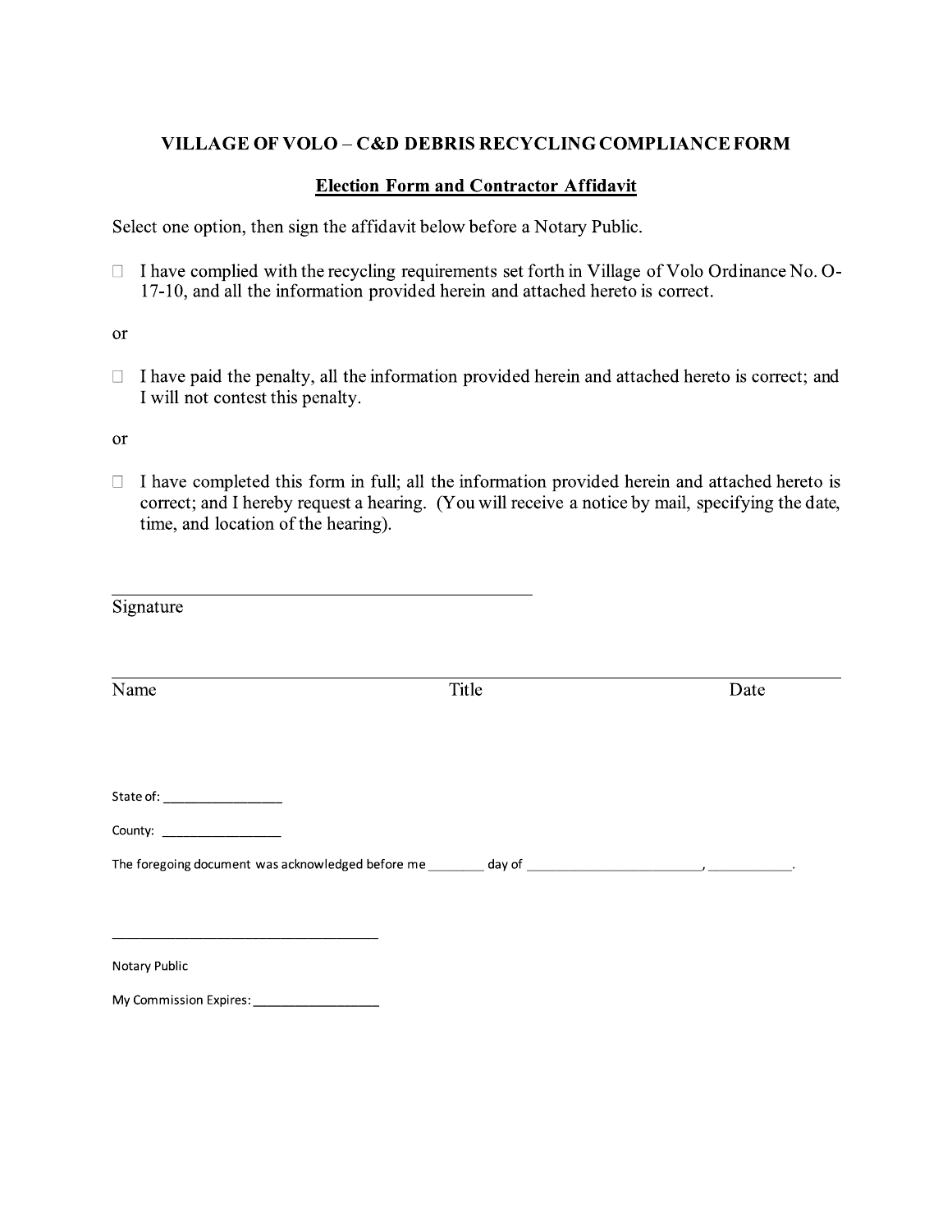**VILLAGE OF VOLO – C&D DEBRIS RECYCLING COMPLIANCE FORM**

**Election Form and Contractor Affidavit**

Select one option, then sign the affidavit below before a Notary Public.

☐ I have complied with the recycling requirements set forth in Village of Volo Ordinance No. O-17-10, and all the information provided herein and attached hereto is correct.

or

☐ I have paid the penalty, all the information provided herein and attached hereto is correct; and I will not contest this penalty.

or

☐ I have completed this form in full; all the information provided herein and attached hereto is correct; and I hereby request a hearing. (You will receive a notice by mail, specifying the date, time, and location of the hearing).

\_\_\_\_\_\_\_\_\_\_\_\_\_\_\_\_\_\_\_\_\_\_\_\_\_\_\_\_\_\_\_\_\_\_\_\_\_\_\_\_

Signature

\_\_\_\_\_\_\_\_\_\_\_\_\_\_\_\_\_\_\_\_\_\_\_\_\_\_\_\_\_\_\_\_\_\_\_\_\_\_\_\_\_\_\_\_\_\_\_\_\_\_\_\_\_\_\_\_\_\_\_\_\_\_\_\_\_\_\_\_

Name Title Date

State of: \_\_\_\_\_\_\_\_\_\_\_\_\_\_\_\_

County: \_\_\_\_\_\_\_\_\_\_\_\_\_\_\_\_

The foregoing document was acknowledged before me \_\_\_\_\_\_\_\_ day of \_\_\_\_\_\_\_\_\_\_\_\_\_\_\_\_\_\_\_\_\_\_\_\_, \_\_\_\_\_\_\_\_\_\_\_\_.

\_\_\_\_\_\_\_\_\_\_\_\_\_\_\_\_\_\_\_\_\_\_\_\_\_\_\_\_\_\_\_\_\_\_

Notary Public

My Commission Expires: \_\_\_\_\_\_\_\_\_\_\_\_\_\_\_\_\_\_